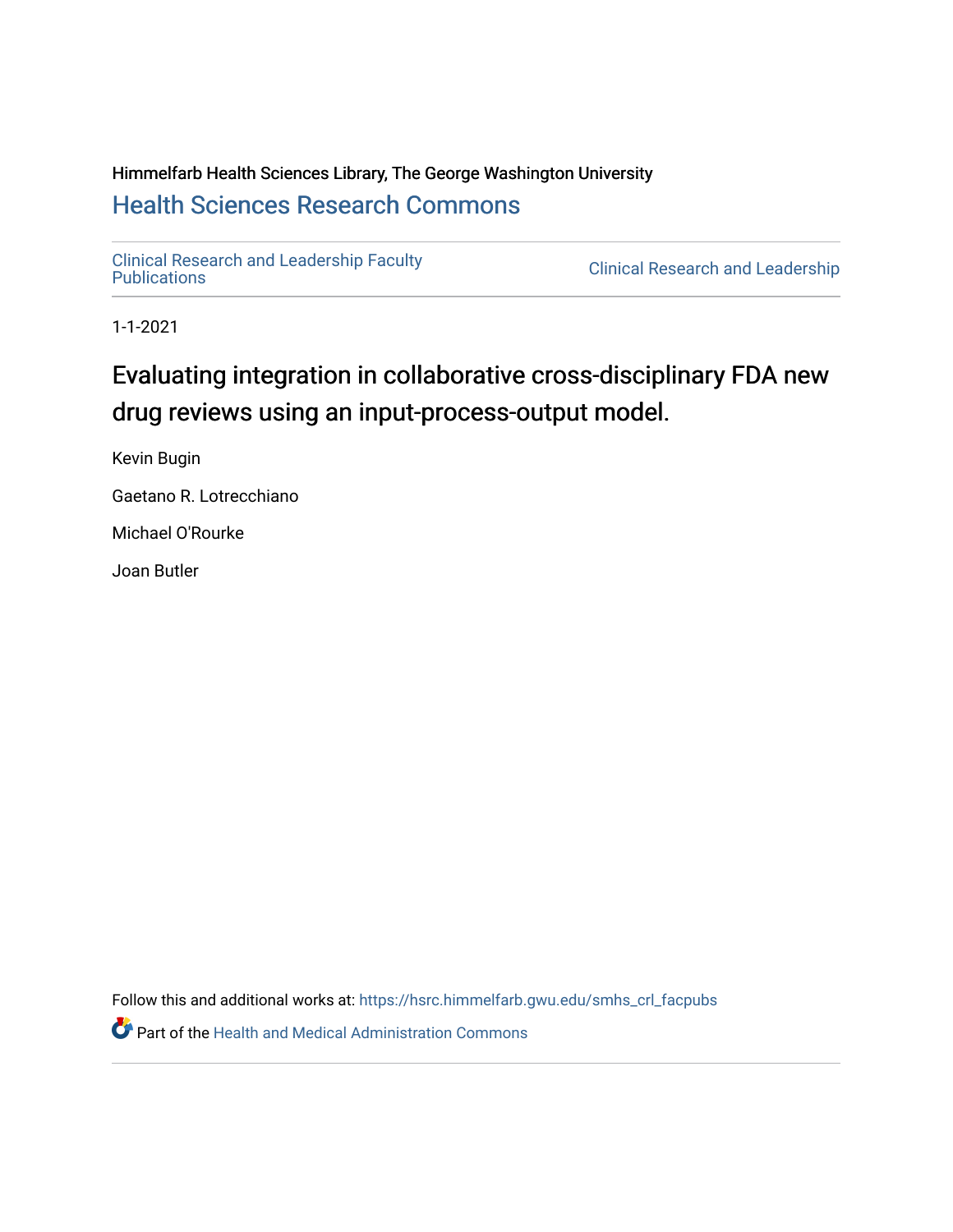Himmelfarb Health Sciences Library, The George Washington University

## Health Sciences Research Commons

Clinical Research and Leadership Faculty Publications | Clinical Research and Leadership

1-1-2021

# Evaluating integration in collaborative cross-disciplinary FDA new drug reviews using an input-process-output model.

Kevin Bugin

Gaetano R. Lotrecchiano

Michael O'Rourke

Joan Butler

Follow this and additional works at: https://hsrc.himmelfarb.gwu.edu/smhs_crl_facpubs

Part of the Health and Medical Administration Commons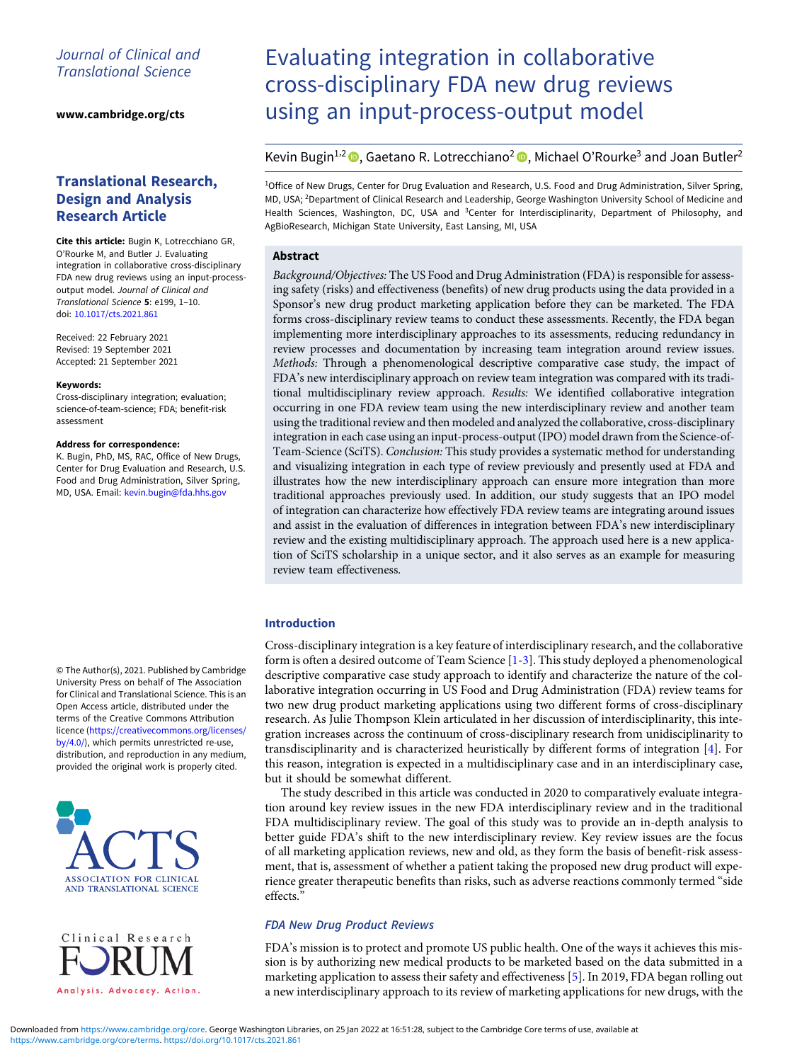Journal of Clinical and Translational Science

www.cambridge.org/cts

## Translational Research, Design and Analysis Research Article

**Cite this article:** Bugin K, Lotrecchiano GR, O'Rourke M, and Butler J. Evaluating integration in collaborative cross-disciplinary FDA new drug reviews using an input-process-output model. *Journal of Clinical and Translational Science* **5**: e199, 1–10. doi: 10.1017/cts.2021.861

Received: 22 February 2021
Revised: 19 September 2021
Accepted: 21 September 2021

**Keywords:**
Cross-disciplinary integration; evaluation; science-of-team-science; FDA; benefit-risk assessment

**Address for correspondence:**
K. Bugin, PhD, MS, RAC, Office of New Drugs, Center for Drug Evaluation and Research, U.S. Food and Drug Administration, Silver Spring, MD, USA. Email: kevin.bugin@fda.hhs.gov

© The Author(s), 2021. Published by Cambridge University Press on behalf of The Association for Clinical and Translational Science. This is an Open Access article, distributed under the terms of the Creative Commons Attribution licence (https://creativecommons.org/licenses/by/4.0/), which permits unrestricted re-use, distribution, and reproduction in any medium, provided the original work is properly cited.

# Evaluating integration in collaborative cross-disciplinary FDA new drug reviews using an input-process-output model

Kevin Bugin[1,2], Gaetano R. Lotrecchiano[2], Michael O'Rourke[3] and Joan Butler[2]

[1]Office of New Drugs, Center for Drug Evaluation and Research, U.S. Food and Drug Administration, Silver Spring, MD, USA; [2]Department of Clinical Research and Leadership, George Washington University School of Medicine and Health Sciences, Washington, DC, USA and [3]Center for Interdisciplinarity, Department of Philosophy, and AgBioResearch, Michigan State University, East Lansing, MI, USA

## Abstract

*Background/Objectives:* The US Food and Drug Administration (FDA) is responsible for assessing safety (risks) and effectiveness (benefits) of new drug products using the data provided in a Sponsor's new drug product marketing application before they can be marketed. The FDA forms cross-disciplinary review teams to conduct these assessments. Recently, the FDA began implementing more interdisciplinary approaches to its assessments, reducing redundancy in review processes and documentation by increasing team integration around review issues. *Methods:* Through a phenomenological descriptive comparative case study, the impact of FDA's new interdisciplinary approach on review team integration was compared with its traditional multidisciplinary review approach. *Results:* We identified collaborative integration occurring in one FDA review team using the new interdisciplinary review and another team using the traditional review and then modeled and analyzed the collaborative, cross-disciplinary integration in each case using an input-process-output (IPO) model drawn from the Science-of-Team-Science (SciTS). *Conclusion:* This study provides a systematic method for understanding and visualizing integration in each type of review previously and presently used at FDA and illustrates how the new interdisciplinary approach can ensure more integration than more traditional approaches previously used. In addition, our study suggests that an IPO model of integration can characterize how effectively FDA review teams are integrating around issues and assist in the evaluation of differences in integration between FDA's new interdisciplinary review and the existing multidisciplinary approach. The approach used here is a new application of SciTS scholarship in a unique sector, and it also serves as an example for measuring review team effectiveness.

## Introduction

Cross-disciplinary integration is a key feature of interdisciplinary research, and the collaborative form is often a desired outcome of Team Science [1-3]. This study deployed a phenomenological descriptive comparative case study approach to identify and characterize the nature of the collaborative integration occurring in US Food and Drug Administration (FDA) review teams for two new drug product marketing applications using two different forms of cross-disciplinary research. As Julie Thompson Klein articulated in her discussion of interdisciplinarity, this integration increases across the continuum of cross-disciplinary research from unidisciplinarity to transdisciplinarity and is characterized heuristically by different forms of integration [4]. For this reason, integration is expected in a multidisciplinary case and in an interdisciplinary case, but it should be somewhat different.

The study described in this article was conducted in 2020 to comparatively evaluate integration around key review issues in the new FDA interdisciplinary review and in the traditional FDA multidisciplinary review. The goal of this study was to provide an in-depth analysis to better guide FDA's shift to the new interdisciplinary review. Key review issues are the focus of all marketing application reviews, new and old, as they form the basis of benefit-risk assessment, that is, assessment of whether a patient taking the proposed new drug product will experience greater therapeutic benefits than risks, such as adverse reactions commonly termed "side effects."

### FDA New Drug Product Reviews

FDA's mission is to protect and promote US public health. One of the ways it achieves this mission is by authorizing new medical products to be marketed based on the data submitted in a marketing application to assess their safety and effectiveness [5]. In 2019, FDA began rolling out a new interdisciplinary approach to its review of marketing applications for new drugs, with the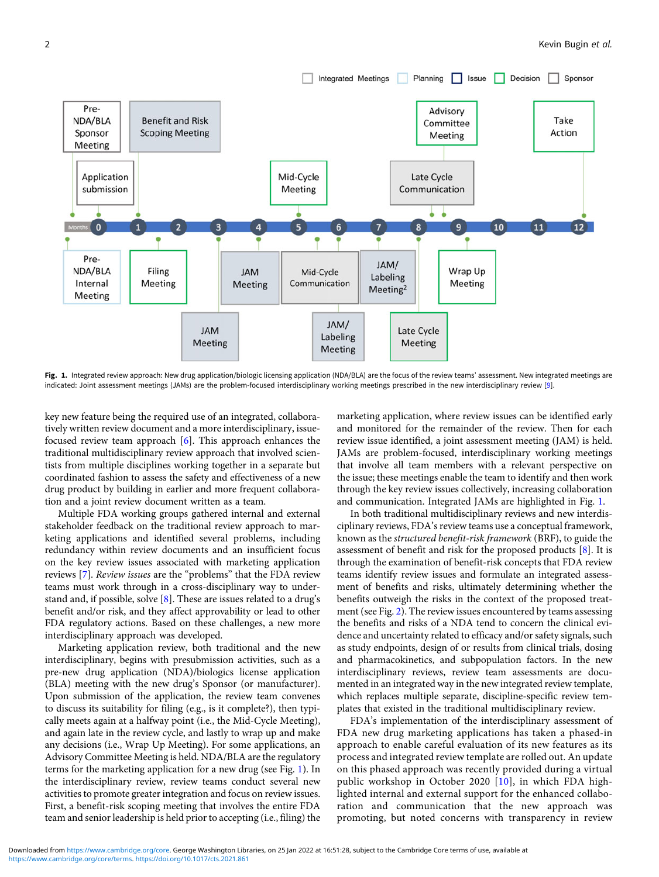Fig. 1. Integrated review approach: New drug application/biologic licensing application (NDA/BLA) are the focus of the review teams' assessment. New integrated meetings are indicated: Joint assessment meetings (JAMs) are the problem-focused interdisciplinary working meetings prescribed in the new interdisciplinary review [9].

key new feature being the required use of an integrated, collaboratively written review document and a more interdisciplinary, issue-focused review team approach [6]. This approach enhances the traditional multidisciplinary review approach that involved scientists from multiple disciplines working together in a separate but coordinated fashion to assess the safety and effectiveness of a new drug product by building in earlier and more frequent collaboration and a joint review document written as a team.

Multiple FDA working groups gathered internal and external stakeholder feedback on the traditional review approach to marketing applications and identified several problems, including redundancy within review documents and an insufficient focus on the key review issues associated with marketing application reviews [7]. *Review issues* are the "problems" that the FDA review teams must work through in a cross-disciplinary way to understand and, if possible, solve [8]. These are issues related to a drug's benefit and/or risk, and they affect approvability or lead to other FDA regulatory actions. Based on these challenges, a new more interdisciplinary approach was developed.

Marketing application review, both traditional and the new interdisciplinary, begins with presubmission activities, such as a pre-new drug application (NDA)/biologics license application (BLA) meeting with the new drug's Sponsor (or manufacturer). Upon submission of the application, the review team convenes to discuss its suitability for filing (e.g., is it complete?), then typically meets again at a halfway point (i.e., the Mid-Cycle Meeting), and again late in the review cycle, and lastly to wrap up and make any decisions (i.e., Wrap Up Meeting). For some applications, an Advisory Committee Meeting is held. NDA/BLA are the regulatory terms for the marketing application for a new drug (see Fig. 1). In the interdisciplinary review, review teams conduct several new activities to promote greater integration and focus on review issues. First, a benefit-risk scoping meeting that involves the entire FDA team and senior leadership is held prior to accepting (i.e., filing) the marketing application, where review issues can be identified early and monitored for the remainder of the review. Then for each review issue identified, a joint assessment meeting (JAM) is held. JAMs are problem-focused, interdisciplinary working meetings that involve all team members with a relevant perspective on the issue; these meetings enable the team to identify and then work through the key review issues collectively, increasing collaboration and communication. Integrated JAMs are highlighted in Fig. 1.

In both traditional multidisciplinary reviews and new interdisciplinary reviews, FDA's review teams use a conceptual framework, known as the *structured benefit-risk framework* (BRF), to guide the assessment of benefit and risk for the proposed products [8]. It is through the examination of benefit-risk concepts that FDA review teams identify review issues and formulate an integrated assessment of benefits and risks, ultimately determining whether the benefits outweigh the risks in the context of the proposed treatment (see Fig. 2). The review issues encountered by teams assessing the benefits and risks of a NDA tend to concern the clinical evidence and uncertainty related to efficacy and/or safety signals, such as study endpoints, design of or results from clinical trials, dosing and pharmacokinetics, and subpopulation factors. In the new interdisciplinary reviews, review team assessments are documented in an integrated way in the new integrated review template, which replaces multiple separate, discipline-specific review templates that existed in the traditional multidisciplinary review.

FDA's implementation of the interdisciplinary assessment of FDA new drug marketing applications has taken a phased-in approach to enable careful evaluation of its new features as its process and integrated review template are rolled out. An update on this phased approach was recently provided during a virtual public workshop in October 2020 [10], in which FDA highlighted internal and external support for the enhanced collaboration and communication that the new approach was promoting, but noted concerns with transparency in review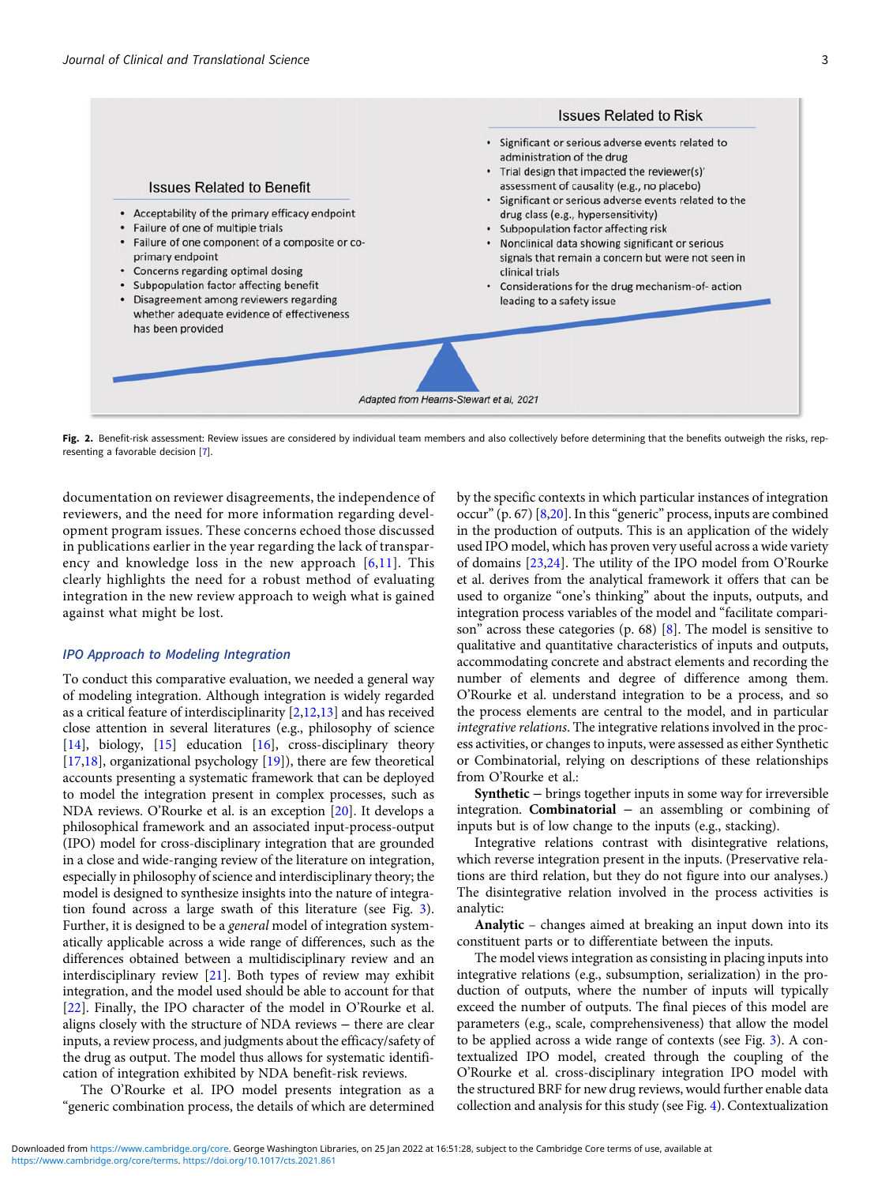Issues Related to Benefit

- Acceptability of the primary efficacy endpoint
- Failure of one of multiple trials
- Failure of one component of a composite or co-primary endpoint
- Concerns regarding optimal dosing
- Subpopulation factor affecting benefit
- Disagreement among reviewers regarding whether adequate evidence of effectiveness has been provided

Issues Related to Risk

- Significant or serious adverse events related to administration of the drug
- Trial design that impacted the reviewer(s)' assessment of causality (e.g., no placebo)
- Significant or serious adverse events related to the drug class (e.g., hypersensitivity)
- Subpopulation factor affecting risk
- Nonclinical data showing significant or serious signals that remain a concern but were not seen in clinical trials
- Considerations for the drug mechanism-of- action leading to a safety issue

Adapted from Hearns-Stewart et al, 2021

**Fig. 2.** Benefit-risk assessment: Review issues are considered by individual team members and also collectively before determining that the benefits outweigh the risks, representing a favorable decision [7].

documentation on reviewer disagreements, the independence of reviewers, and the need for more information regarding development program issues. These concerns echoed those discussed in publications earlier in the year regarding the lack of transparency and knowledge loss in the new approach [6,11]. This clearly highlights the need for a robust method of evaluating integration in the new review approach to weigh what is gained against what might be lost.

### IPO Approach to Modeling Integration

To conduct this comparative evaluation, we needed a general way of modeling integration. Although integration is widely regarded as a critical feature of interdisciplinarity [2,12,13] and has received close attention in several literatures (e.g., philosophy of science [14], biology, [15] education [16], cross-disciplinary theory [17,18], organizational psychology [19]), there are few theoretical accounts presenting a systematic framework that can be deployed to model the integration present in complex processes, such as NDA reviews. O'Rourke et al. is an exception [20]. It develops a philosophical framework and an associated input-process-output (IPO) model for cross-disciplinary integration that are grounded in a close and wide-ranging review of the literature on integration, especially in philosophy of science and interdisciplinary theory; the model is designed to synthesize insights into the nature of integration found across a large swath of this literature (see Fig. 3). Further, it is designed to be a *general* model of integration systematically applicable across a wide range of differences, such as the differences obtained between a multidisciplinary review and an interdisciplinary review [21]. Both types of review may exhibit integration, and the model used should be able to account for that [22]. Finally, the IPO character of the model in O'Rourke et al. aligns closely with the structure of NDA reviews – there are clear inputs, a review process, and judgments about the efficacy/safety of the drug as output. The model thus allows for systematic identification of integration exhibited by NDA benefit-risk reviews.

The O'Rourke et al. IPO model presents integration as a "generic combination process, the details of which are determined by the specific contexts in which particular instances of integration occur" (p. 67) [8,20]. In this "generic" process, inputs are combined in the production of outputs. This is an application of the widely used IPO model, which has proven very useful across a wide variety of domains [23,24]. The utility of the IPO model from O'Rourke et al. derives from the analytical framework it offers that can be used to organize "one's thinking" about the inputs, outputs, and integration process variables of the model and "facilitate comparison" across these categories (p. 68) [8]. The model is sensitive to qualitative and quantitative characteristics of inputs and outputs, accommodating concrete and abstract elements and recording the number of elements and degree of difference among them. O'Rourke et al. understand integration to be a process, and so the process elements are central to the model, and in particular *integrative relations*. The integrative relations involved in the process activities, or changes to inputs, were assessed as either Synthetic or Combinatorial, relying on descriptions of these relationships from O'Rourke et al.:

**Synthetic** – brings together inputs in some way for irreversible integration. **Combinatorial** – an assembling or combining of inputs but is of low change to the inputs (e.g., stacking).

Integrative relations contrast with disintegrative relations, which reverse integration present in the inputs. (Preservative relations are third relation, but they do not figure into our analyses.) The disintegrative relation involved in the process activities is analytic:

**Analytic** – changes aimed at breaking an input down into its constituent parts or to differentiate between the inputs.

The model views integration as consisting in placing inputs into integrative relations (e.g., subsumption, serialization) in the production of outputs, where the number of inputs will typically exceed the number of outputs. The final pieces of this model are parameters (e.g., scale, comprehensiveness) that allow the model to be applied across a wide range of contexts (see Fig. 3). A contextualized IPO model, created through the coupling of the O'Rourke et al. cross-disciplinary integration IPO model with the structured BRF for new drug reviews, would further enable data collection and analysis for this study (see Fig. 4). Contextualization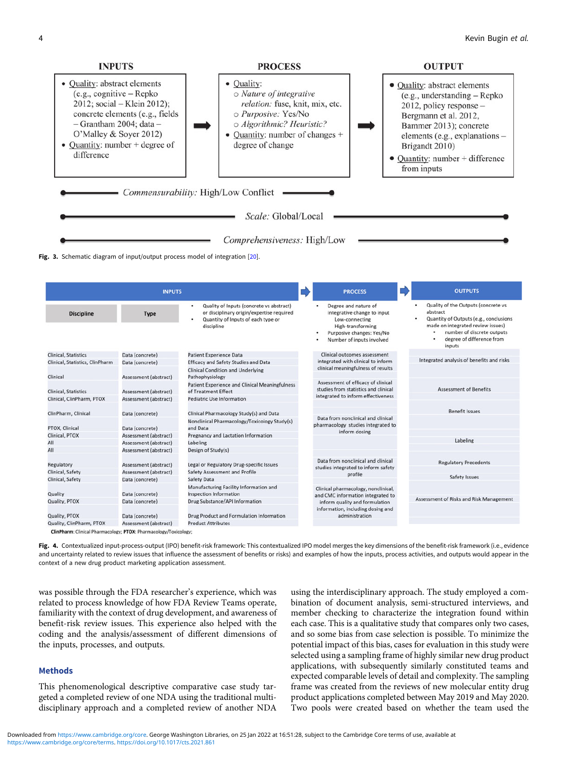| INPUTS | | PROCESS | | OUTPUT |
|---|---|---|---|---|
| • Quality: abstract elements (e.g., cognitive – Repko 2012; social – Klein 2012); concrete elements (e.g., fields – Grantham 2004; data – O'Malley & Soyer 2012)<br>• Quantity: number + degree of difference | ➡ | • Quality:<br>○ *Nature of integrative relation*: fuse, knit, mix, etc.<br>○ *Purposive*: Yes/No<br>○ *Algorithmic? Heuristic?*<br>• Quantity: number of changes + degree of change | ➡ | • Quality: abstract elements (e.g., understanding – Repko 2012, policy response – Bergmann et al. 2012, Bammer 2013); concrete elements (e.g., explanations – Brigandt 2010)<br>• Quantity: number + difference from inputs |

*Commensurability*: High/Low Conflict

*Scale*: Global/Local

*Comprehensiveness*: High/Low

**Fig. 3.** Schematic diagram of input/output process model of integration [20].

| INPUTS | | | PROCESS | OUTPUTS |
|---|---|---|---|---|
| **Discipline** | **Type** | • Quality of Inputs (concrete vs abstract) or disciplinary origin/expertise required<br>• Quantity of Inputs of each type or discipline | • Degree and nature of integrative change to input<br>Low-connecting<br>High-transforming<br>• Purposive changes: Yes/No<br>• Number of inputs involved | • Quality of the Outputs (concrete vs abstract<br>• Quantity of Outputs (e.g., conclusions made on integrated review issues)<br>• number of discrete outputs<br>• degree of difference from inputs |
| Clinical, Statistics | Data (concrete) | Patient Experience Data | Clinical outcomes assessment integrated with clinical to inform clinical meaningfulness of results | Integrated analysis of benefits and risks |
| Clinical, Statistics, ClinPharm | Data (concrete) | Efficacy and Safety Studies and Data | | |
| Clinical | Assessment (abstract) | Clinical Condition and Underlying Pathophysiology | | |
| Clinical, Statistics | Assessment (abstract) | Patient Experience and Clinical Meaningfulness of Treatment Effect | Assessment of efficacy of clinical studies from statistics and clinical integrated to inform effectiveness | Assessment of Benefits |
| Clinical, ClinPharm, PTOX | Assessment (abstract) | Pediatric Use Information | | |
| ClinPharm, Clinical | Data (concrete) | Clinical Pharmacology Study(s) and Data | | Benefit Issues |
| PTOX, Clinical | Data (concrete) | Nonclinical Pharmacology/Toxicology Study(s) and Data | Data from nonclinical and clinical pharmacology studies integrated to inform dosing | |
| Clinical, PTOX | Assessment (abstract) | Pregnancy and Lactation Information | | |
| All | Assessment (abstract) | Labeling | | Labeling |
| All | Assessment (abstract) | Design of Study(s) | | |
| Regulatory | Assessment (abstract) | Legal or Regulatory Drug-specific Issues | Data from nonclinical and clinical studies integrated to inform safety profile | Regulatory Precedents |
| Clinical, Safety | Assessment (abstract) | Safety Assessment and Profile | | Safety Issues |
| Clinical, Safety | Data (concrete) | Safety Data | | |
| Quality | Data (concrete) | Manufacturing Facility Information and Inspection Information | Clinical pharmacology, nonclinical, and CMC information integrated to inform quality and formulation information, including dosing and administration | Assessment of Risks and Risk Management |
| Quality, PTOX | Data (concrete) | Drug Substance/API Information | | |
| Quality, PTOX | Data (concrete) | Drug Product and Formulation Information | | |
| Quality, ClinPharm, PTOX | Assessment (abstract) | Product Attributes | | |

**ClinPharm**: Clinical Pharmacology; **PTOX**: Pharmacology/Toxicology;

**Fig. 4.** Contextualized input-process-output (IPO) benefit-risk framework: This contextualized IPO model merges the key dimensions of the benefit-risk framework (i.e., evidence and uncertainty related to review issues that influence the assessment of benefits or risks) and examples of how the inputs, process activities, and outputs would appear in the context of a new drug product marketing application assessment.

was possible through the FDA researcher's experience, which was related to process knowledge of how FDA Review Teams operate, familiarity with the context of drug development, and awareness of benefit-risk review issues. This experience also helped with the coding and the analysis/assessment of different dimensions of the inputs, processes, and outputs.

## Methods

This phenomenological descriptive comparative case study targeted a completed review of one NDA using the traditional multidisciplinary approach and a completed review of another NDA using the interdisciplinary approach. The study employed a combination of document analysis, semi-structured interviews, and member checking to characterize the integration found within each case. This is a qualitative study that compares only two cases, and so some bias from case selection is possible. To minimize the potential impact of this bias, cases for evaluation in this study were selected using a sampling frame of highly similar new drug product applications, with subsequently similarly constituted teams and expected comparable levels of detail and complexity. The sampling frame was created from the reviews of new molecular entity drug product applications completed between May 2019 and May 2020. Two pools were created based on whether the team used the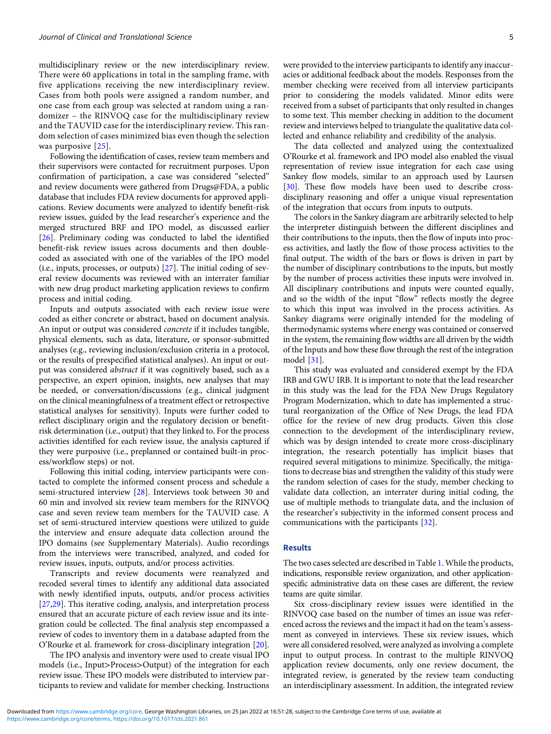multidisciplinary review or the new interdisciplinary review. There were 60 applications in total in the sampling frame, with five applications receiving the new interdisciplinary review. Cases from both pools were assigned a random number, and one case from each group was selected at random using a randomizer – the RINVOQ case for the multidisciplinary review and the TAUVID case for the interdisciplinary review. This random selection of cases minimized bias even though the selection was purposive [25].

Following the identification of cases, review team members and their supervisors were contacted for recruitment purposes. Upon confirmation of participation, a case was considered "selected" and review documents were gathered from Drugs@FDA, a public database that includes FDA review documents for approved applications. Review documents were analyzed to identify benefit-risk review issues, guided by the lead researcher's experience and the merged structured BRF and IPO model, as discussed earlier [26]. Preliminary coding was conducted to label the identified benefit-risk review issues across documents and then double-coded as associated with one of the variables of the IPO model (i.e., inputs, processes, or outputs) [27]. The initial coding of several review documents was reviewed with an interrater familiar with new drug product marketing application reviews to confirm process and initial coding.

Inputs and outputs associated with each review issue were coded as either concrete or abstract, based on document analysis. An input or output was considered *concrete* if it includes tangible, physical elements, such as data, literature, or sponsor-submitted analyses (e.g., reviewing inclusion/exclusion criteria in a protocol, or the results of prespecified statistical analyses). An input or output was considered *abstract* if it was cognitively based, such as a perspective, an expert opinion, insights, new analyses that may be needed, or conversation/discussions (e.g., clinical judgment on the clinical meaningfulness of a treatment effect or retrospective statistical analyses for sensitivity). Inputs were further coded to reflect disciplinary origin and the regulatory decision or benefit-risk determination (i.e., output) that they linked to. For the process activities identified for each review issue, the analysis captured if they were purposive (i.e., preplanned or contained built-in process/workflow steps) or not.

Following this initial coding, interview participants were contacted to complete the informed consent process and schedule a semi-structured interview [28]. Interviews took between 30 and 60 min and involved six review team members for the RINVOQ case and seven review team members for the TAUVID case. A set of semi-structured interview questions were utilized to guide the interview and ensure adequate data collection around the IPO domains (see Supplementary Materials). Audio recordings from the interviews were transcribed, analyzed, and coded for review issues, inputs, outputs, and/or process activities.

Transcripts and review documents were reanalyzed and recoded several times to identify any additional data associated with newly identified inputs, outputs, and/or process activities [27,29]. This iterative coding, analysis, and interpretation process ensured that an accurate picture of each review issue and its integration could be collected. The final analysis step encompassed a review of codes to inventory them in a database adapted from the O'Rourke et al. framework for cross-disciplinary integration [20].

The IPO analysis and inventory were used to create visual IPO models (i.e., Input>Process>Output) of the integration for each review issue. These IPO models were distributed to interview participants to review and validate for member checking. Instructions were provided to the interview participants to identify any inaccuracies or additional feedback about the models. Responses from the member checking were received from all interview participants prior to considering the models validated. Minor edits were received from a subset of participants that only resulted in changes to some text. This member checking in addition to the document review and interviews helped to triangulate the qualitative data collected and enhance reliability and credibility of the analysis.

The data collected and analyzed using the contextualized O'Rourke et al. framework and IPO model also enabled the visual representation of review issue integration for each case using Sankey flow models, similar to an approach used by Laursen [30]. These flow models have been used to describe cross-disciplinary reasoning and offer a unique visual representation of the integration that occurs from inputs to outputs.

The colors in the Sankey diagram are arbitrarily selected to help the interpreter distinguish between the different disciplines and their contributions to the inputs, then the flow of inputs into process activities, and lastly the flow of those process activities to the final output. The width of the bars or flows is driven in part by the number of disciplinary contributions to the inputs, but mostly by the number of process activities these inputs were involved in. All disciplinary contributions and inputs were counted equally, and so the width of the input "flow" reflects mostly the degree to which this input was involved in the process activities. As Sankey diagrams were originally intended for the modeling of thermodynamic systems where energy was contained or conserved in the system, the remaining flow widths are all driven by the width of the Inputs and how these flow through the rest of the integration model [31].

This study was evaluated and considered exempt by the FDA IRB and GWU IRB. It is important to note that the lead researcher in this study was the lead for the FDA New Drugs Regulatory Program Modernization, which to date has implemented a structural reorganization of the Office of New Drugs, the lead FDA office for the review of new drug products. Given this close connection to the development of the interdisciplinary review, which was by design intended to create more cross-disciplinary integration, the research potentially has implicit biases that required several mitigations to minimize. Specifically, the mitigations to decrease bias and strengthen the validity of this study were the random selection of cases for the study, member checking to validate data collection, an interrater during initial coding, the use of multiple methods to triangulate data, and the inclusion of the researcher's subjectivity in the informed consent process and communications with the participants [32].

## Results

The two cases selected are described in Table 1. While the products, indications, responsible review organization, and other application-specific administrative data on these cases are different, the review teams are quite similar.

Six cross-disciplinary review issues were identified in the RINVOQ case based on the number of times an issue was referenced across the reviews and the impact it had on the team's assessment as conveyed in interviews. These six review issues, which were all considered resolved, were analyzed as involving a complete input to output process. In contrast to the multiple RINVOQ application review documents, only one review document, the integrated review, is generated by the review team conducting an interdisciplinary assessment. In addition, the integrated review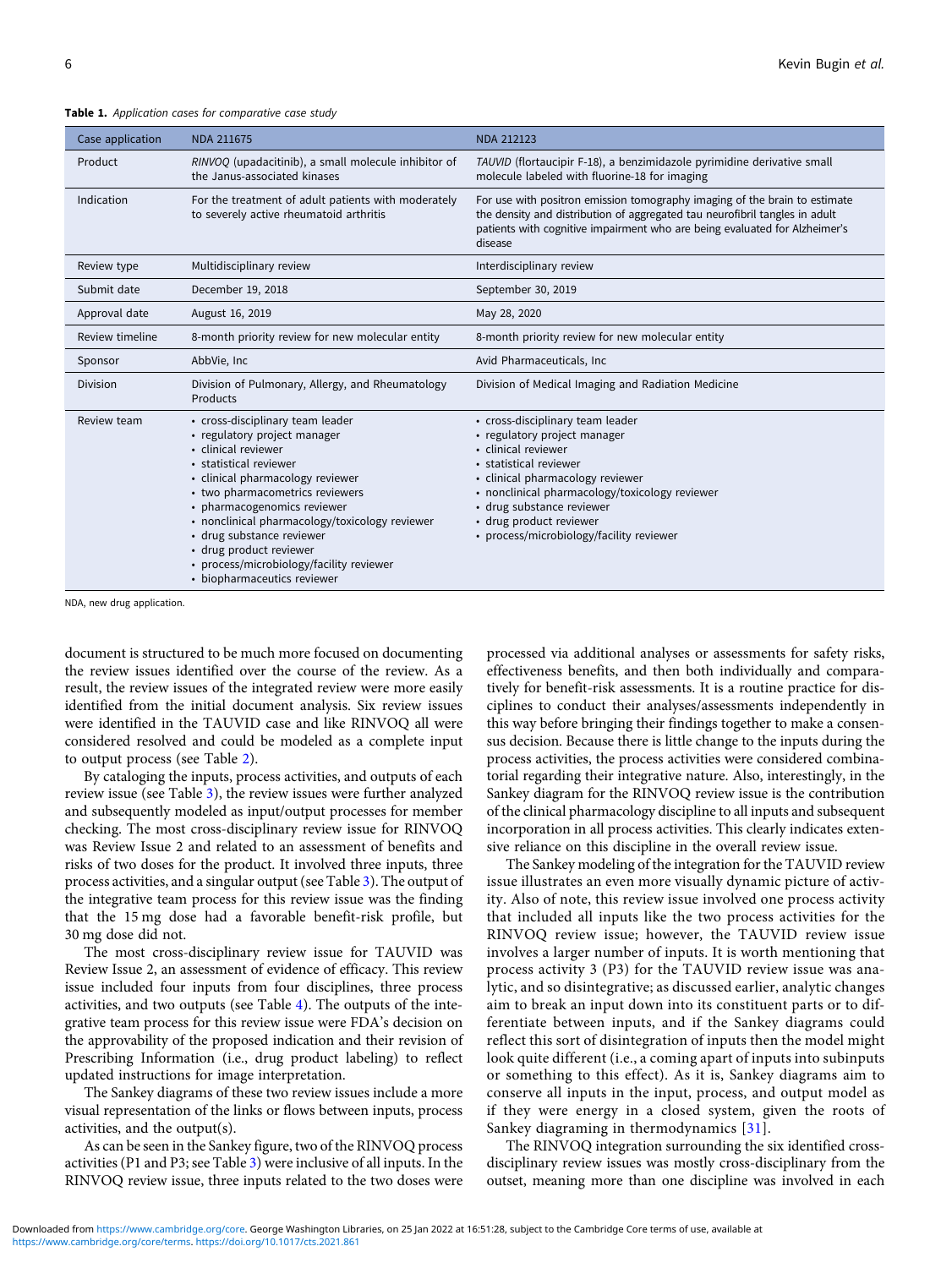**Table 1.** *Application cases for comparative case study*

| Case application | NDA 211675 | NDA 212123 |
| --- | --- | --- |
| Product | *RINVOQ* (upadacitinib), a small molecule inhibitor of the Janus-associated kinases | *TAUVID* (flortaucipir F-18), a benzimidazole pyrimidine derivative small molecule labeled with fluorine-18 for imaging |
| Indication | For the treatment of adult patients with moderately to severely active rheumatoid arthritis | For use with positron emission tomography imaging of the brain to estimate the density and distribution of aggregated tau neurofibril tangles in adult patients with cognitive impairment who are being evaluated for Alzheimer's disease |
| Review type | Multidisciplinary review | Interdisciplinary review |
| Submit date | December 19, 2018 | September 30, 2019 |
| Approval date | August 16, 2019 | May 28, 2020 |
| Review timeline | 8-month priority review for new molecular entity | 8-month priority review for new molecular entity |
| Sponsor | AbbVie, Inc | Avid Pharmaceuticals, Inc |
| Division | Division of Pulmonary, Allergy, and Rheumatology Products | Division of Medical Imaging and Radiation Medicine |
| Review team | • cross-disciplinary team leader<br>• regulatory project manager<br>• clinical reviewer<br>• statistical reviewer<br>• clinical pharmacology reviewer<br>• two pharmacometrics reviewers<br>• pharmacogenomics reviewer<br>• nonclinical pharmacology/toxicology reviewer<br>• drug substance reviewer<br>• drug product reviewer<br>• process/microbiology/facility reviewer<br>• biopharmaceutics reviewer | • cross-disciplinary team leader<br>• regulatory project manager<br>• clinical reviewer<br>• statistical reviewer<br>• clinical pharmacology reviewer<br>• nonclinical pharmacology/toxicology reviewer<br>• drug substance reviewer<br>• drug product reviewer<br>• process/microbiology/facility reviewer |

NDA, new drug application.

document is structured to be much more focused on documenting the review issues identified over the course of the review. As a result, the review issues of the integrated review were more easily identified from the initial document analysis. Six review issues were identified in the TAUVID case and like RINVOQ all were considered resolved and could be modeled as a complete input to output process (see Table 2).

By cataloging the inputs, process activities, and outputs of each review issue (see Table 3), the review issues were further analyzed and subsequently modeled as input/output processes for member checking. The most cross-disciplinary review issue for RINVOQ was Review Issue 2 and related to an assessment of benefits and risks of two doses for the product. It involved three inputs, three process activities, and a singular output (see Table 3). The output of the integrative team process for this review issue was the finding that the 15 mg dose had a favorable benefit-risk profile, but 30 mg dose did not.

The most cross-disciplinary review issue for TAUVID was Review Issue 2, an assessment of evidence of efficacy. This review issue included four inputs from four disciplines, three process activities, and two outputs (see Table 4). The outputs of the integrative team process for this review issue were FDA's decision on the approvability of the proposed indication and their revision of Prescribing Information (i.e., drug product labeling) to reflect updated instructions for image interpretation.

The Sankey diagrams of these two review issues include a more visual representation of the links or flows between inputs, process activities, and the output(s).

As can be seen in the Sankey figure, two of the RINVOQ process activities (P1 and P3; see Table 3) were inclusive of all inputs. In the RINVOQ review issue, three inputs related to the two doses were processed via additional analyses or assessments for safety risks, effectiveness benefits, and then both individually and comparatively for benefit-risk assessments. It is a routine practice for disciplines to conduct their analyses/assessments independently in this way before bringing their findings together to make a consensus decision. Because there is little change to the inputs during the process activities, the process activities were considered combinatorial regarding their integrative nature. Also, interestingly, in the Sankey diagram for the RINVOQ review issue is the contribution of the clinical pharmacology discipline to all inputs and subsequent incorporation in all process activities. This clearly indicates extensive reliance on this discipline in the overall review issue.

The Sankey modeling of the integration for the TAUVID review issue illustrates an even more visually dynamic picture of activity. Also of note, this review issue involved one process activity that included all inputs like the two process activities for the RINVOQ review issue; however, the TAUVID review issue involves a larger number of inputs. It is worth mentioning that process activity 3 (P3) for the TAUVID review issue was analytic, and so disintegrative; as discussed earlier, analytic changes aim to break an input down into its constituent parts or to differentiate between inputs, and if the Sankey diagrams could reflect this sort of disintegration of inputs then the model might look quite different (i.e., a coming apart of inputs into subinputs or something to this effect). As it is, Sankey diagrams aim to conserve all inputs in the input, process, and output model as if they were energy in a closed system, given the roots of Sankey diagraming in thermodynamics [31].

The RINVOQ integration surrounding the six identified cross-disciplinary review issues was mostly cross-disciplinary from the outset, meaning more than one discipline was involved in each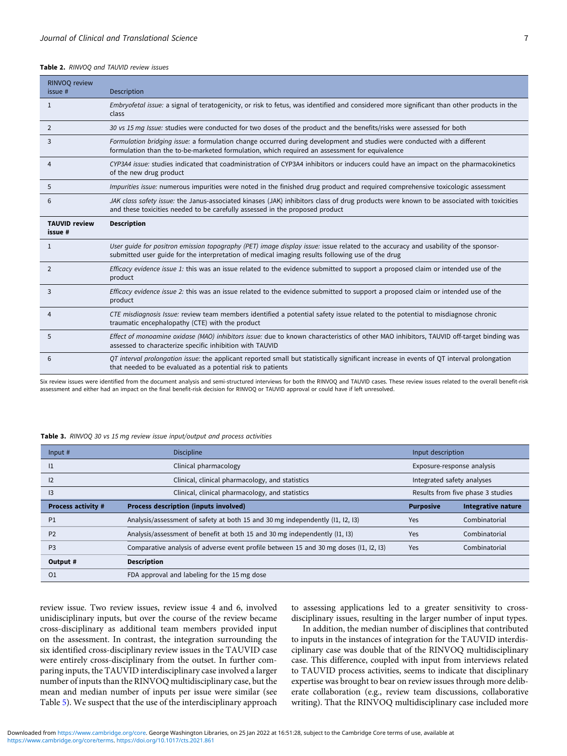**Table 2.** *RINVOQ and TAUVID review issues*

| RINVOQ review issue # | Description |
|---|---|
| 1 | *Embryofetal issue:* a signal of teratogenicity, or risk to fetus, was identified and considered more significant than other products in the class |
| 2 | *30 vs 15 mg Issue:* studies were conducted for two doses of the product and the benefits/risks were assessed for both |
| 3 | *Formulation bridging issue:* a formulation change occurred during development and studies were conducted with a different formulation than the to-be-marketed formulation, which required an assessment for equivalence |
| 4 | *CYP3A4 issue:* studies indicated that coadministration of CYP3A4 inhibitors or inducers could have an impact on the pharmacokinetics of the new drug product |
| 5 | *Impurities issue:* numerous impurities were noted in the finished drug product and required comprehensive toxicologic assessment |
| 6 | *JAK class safety issue:* the Janus-associated kinases (JAK) inhibitors class of drug products were known to be associated with toxicities and these toxicities needed to be carefully assessed in the proposed product |
| **TAUVID review issue #** | **Description** |
| 1 | *User guide for positron emission topography (PET) image display issue:* issue related to the accuracy and usability of the sponsor-submitted user guide for the interpretation of medical imaging results following use of the drug |
| 2 | *Efficacy evidence issue 1:* this was an issue related to the evidence submitted to support a proposed claim or intended use of the product |
| 3 | *Efficacy evidence issue 2:* this was an issue related to the evidence submitted to support a proposed claim or intended use of the product |
| 4 | *CTE misdiagnosis Issue:* review team members identified a potential safety issue related to the potential to misdiagnose chronic traumatic encephalopathy (CTE) with the product |
| 5 | *Effect of monoamine oxidase (MAO) inhibitors issue:* due to known characteristics of other MAO inhibitors, TAUVID off-target binding was assessed to characterize specific inhibition with TAUVID |
| 6 | *QT interval prolongation issue:* the applicant reported small but statistically significant increase in events of QT interval prolongation that needed to be evaluated as a potential risk to patients |

Six review issues were identified from the document analysis and semi-structured interviews for both the RINVOQ and TAUVID cases. These review issues related to the overall benefit-risk assessment and either had an impact on the final benefit-risk decision for RINVOQ or TAUVID approval or could have if left unresolved.

**Table 3.** *RINVOQ 30 vs 15 mg review issue input/output and process activities*

| Input # | Discipline | Input description | |
|---|---|---|---|
| I1 | Clinical pharmacology | Exposure-response analysis | |
| I2 | Clinical, clinical pharmacology, and statistics | Integrated safety analyses | |
| I3 | Clinical, clinical pharmacology, and statistics | Results from five phase 3 studies | |
| **Process activity #** | **Process description (inputs involved)** | **Purposive** | **Integrative nature** |
| P1 | Analysis/assessment of safety at both 15 and 30 mg independently (I1, I2, I3) | Yes | Combinatorial |
| P2 | Analysis/assessment of benefit at both 15 and 30 mg independently (I1, I3) | Yes | Combinatorial |
| P3 | Comparative analysis of adverse event profile between 15 and 30 mg doses (I1, I2, I3) | Yes | Combinatorial |
| **Output #** | **Description** | | |
| O1 | FDA approval and labeling for the 15 mg dose | | |

review issue. Two review issues, review issue 4 and 6, involved unidisciplinary inputs, but over the course of the review became cross-disciplinary as additional team members provided input on the assessment. In contrast, the integration surrounding the six identified cross-disciplinary review issues in the TAUVID case were entirely cross-disciplinary from the outset. In further comparing inputs, the TAUVID interdisciplinary case involved a larger number of inputs than the RINVOQ multidisciplinary case, but the mean and median number of inputs per issue were similar (see Table 5). We suspect that the use of the interdisciplinary approach to assessing applications led to a greater sensitivity to cross-disciplinary issues, resulting in the larger number of input types.

In addition, the median number of disciplines that contributed to inputs in the instances of integration for the TAUVID interdisciplinary case was double that of the RINVOQ multidisciplinary case. This difference, coupled with input from interviews related to TAUVID process activities, seems to indicate that disciplinary expertise was brought to bear on review issues through more deliberate collaboration (e.g., review team discussions, collaborative writing). That the RINVOQ multidisciplinary case included more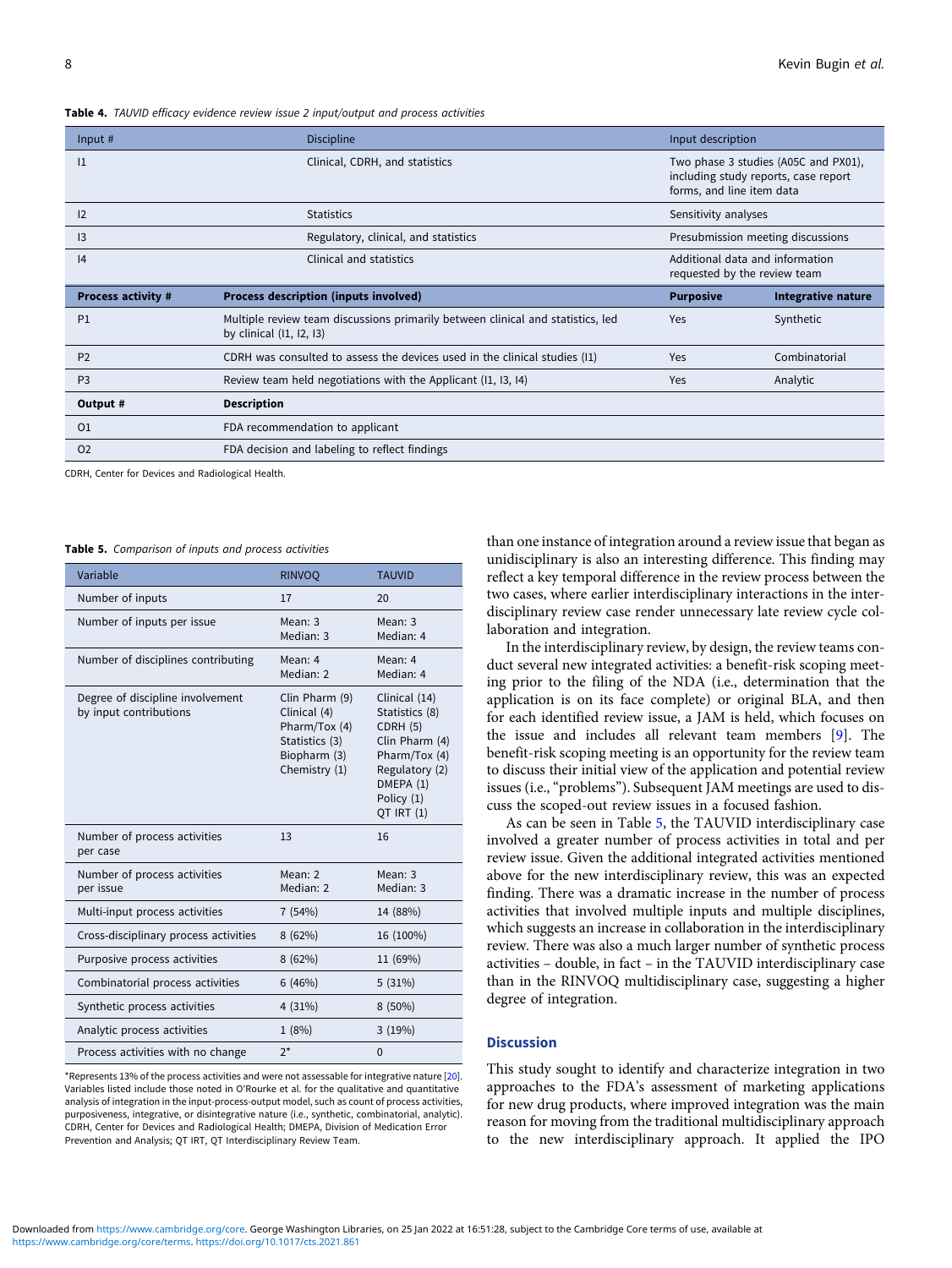**Table 4.** *TAUVID efficacy evidence review issue 2 input/output and process activities*

| Input # | Discipline | Input description | |
|---|---|---|---|
| I1 | Clinical, CDRH, and statistics | Two phase 3 studies (A05C and PX01), including study reports, case report forms, and line item data | |
| I2 | Statistics | Sensitivity analyses | |
| I3 | Regulatory, clinical, and statistics | Presubmission meeting discussions | |
| I4 | Clinical and statistics | Additional data and information requested by the review team | |
| **Process activity #** | **Process description (inputs involved)** | **Purposive** | **Integrative nature** |
| P1 | Multiple review team discussions primarily between clinical and statistics, led by clinical (I1, I2, I3) | Yes | Synthetic |
| P2 | CDRH was consulted to assess the devices used in the clinical studies (I1) | Yes | Combinatorial |
| P3 | Review team held negotiations with the Applicant (I1, I3, I4) | Yes | Analytic |
| **Output #** | **Description** | | |
| O1 | FDA recommendation to applicant | | |
| O2 | FDA decision and labeling to reflect findings | | |

CDRH, Center for Devices and Radiological Health.

**Table 5.** *Comparison of inputs and process activities*

| Variable | RINVOQ | TAUVID |
|---|---|---|
| Number of inputs | 17 | 20 |
| Number of inputs per issue | Mean: 3<br>Median: 3 | Mean: 3<br>Median: 4 |
| Number of disciplines contributing | Mean: 4<br>Median: 2 | Mean: 4<br>Median: 4 |
| Degree of discipline involvement by input contributions | Clin Pharm (9)<br>Clinical (4)<br>Pharm/Tox (4)<br>Statistics (3)<br>Biopharm (3)<br>Chemistry (1) | Clinical (14)<br>Statistics (8)<br>CDRH (5)<br>Clin Pharm (4)<br>Pharm/Tox (4)<br>Regulatory (2)<br>DMEPA (1)<br>Policy (1)<br>QT IRT (1) |
| Number of process activities per case | 13 | 16 |
| Number of process activities per issue | Mean: 2<br>Median: 2 | Mean: 3<br>Median: 3 |
| Multi-input process activities | 7 (54%) | 14 (88%) |
| Cross-disciplinary process activities | 8 (62%) | 16 (100%) |
| Purposive process activities | 8 (62%) | 11 (69%) |
| Combinatorial process activities | 6 (46%) | 5 (31%) |
| Synthetic process activities | 4 (31%) | 8 (50%) |
| Analytic process activities | 1 (8%) | 3 (19%) |
| Process activities with no change | 2* | 0 |

*Represents 13% of the process activities and were not assessable for integrative nature [20]. Variables listed include those noted in O'Rourke et al. for the qualitative and quantitative analysis of integration in the input-process-output model, such as count of process activities, purposiveness, integrative, or disintegrative nature (i.e., synthetic, combinatorial, analytic). CDRH, Center for Devices and Radiological Health; DMEPA, Division of Medication Error Prevention and Analysis; QT IRT, QT Interdisciplinary Review Team.

than one instance of integration around a review issue that began as unidisciplinary is also an interesting difference. This finding may reflect a key temporal difference in the review process between the two cases, where earlier interdisciplinary interactions in the interdisciplinary review case render unnecessary late review cycle collaboration and integration.

In the interdisciplinary review, by design, the review teams conduct several new integrated activities: a benefit-risk scoping meeting prior to the filing of the NDA (i.e., determination that the application is on its face complete) or original BLA, and then for each identified review issue, a JAM is held, which focuses on the issue and includes all relevant team members [9]. The benefit-risk scoping meeting is an opportunity for the review team to discuss their initial view of the application and potential review issues (i.e., "problems"). Subsequent JAM meetings are used to discuss the scoped-out review issues in a focused fashion.

As can be seen in Table 5, the TAUVID interdisciplinary case involved a greater number of process activities in total and per review issue. Given the additional integrated activities mentioned above for the new interdisciplinary review, this was an expected finding. There was a dramatic increase in the number of process activities that involved multiple inputs and multiple disciplines, which suggests an increase in collaboration in the interdisciplinary review. There was also a much larger number of synthetic process activities – double, in fact – in the TAUVID interdisciplinary case than in the RINVOQ multidisciplinary case, suggesting a higher degree of integration.

## Discussion

This study sought to identify and characterize integration in two approaches to the FDA's assessment of marketing applications for new drug products, where improved integration was the main reason for moving from the traditional multidisciplinary approach to the new interdisciplinary approach. It applied the IPO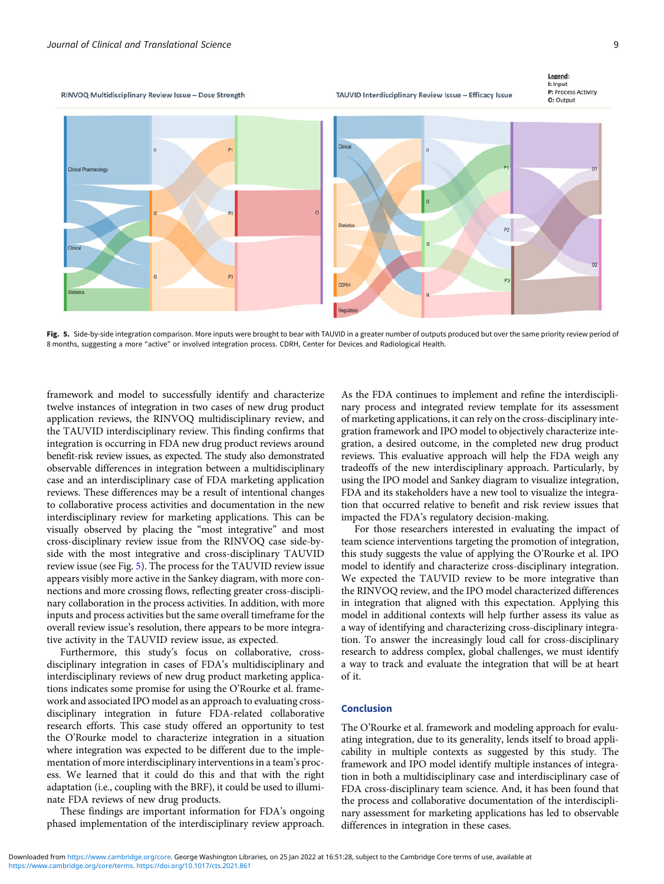Fig. 5. Side-by-side integration comparison. More inputs were brought to bear with TAUVID in a greater number of outputs produced but over the same priority review period of 8 months, suggesting a more "active" or involved integration process. CDRH, Center for Devices and Radiological Health.

framework and model to successfully identify and characterize twelve instances of integration in two cases of new drug product application reviews, the RINVOQ multidisciplinary review, and the TAUVID interdisciplinary review. This finding confirms that integration is occurring in FDA new drug product reviews around benefit-risk review issues, as expected. The study also demonstrated observable differences in integration between a multidisciplinary case and an interdisciplinary case of FDA marketing application reviews. These differences may be a result of intentional changes to collaborative process activities and documentation in the new interdisciplinary review for marketing applications. This can be visually observed by placing the "most integrative" and most cross-disciplinary review issue from the RINVOQ case side-by-side with the most integrative and cross-disciplinary TAUVID review issue (see Fig. 5). The process for the TAUVID review issue appears visibly more active in the Sankey diagram, with more connections and more crossing flows, reflecting greater cross-disciplinary collaboration in the process activities. In addition, with more inputs and process activities but the same overall timeframe for the overall review issue's resolution, there appears to be more integrative activity in the TAUVID review issue, as expected.

Furthermore, this study's focus on collaborative, cross-disciplinary integration in cases of FDA's multidisciplinary and interdisciplinary reviews of new drug product marketing applications indicates some promise for using the O'Rourke et al. framework and associated IPO model as an approach to evaluating cross-disciplinary integration in future FDA-related collaborative research efforts. This case study offered an opportunity to test the O'Rourke model to characterize integration in a situation where integration was expected to be different due to the implementation of more interdisciplinary interventions in a team's process. We learned that it could do this and that with the right adaptation (i.e., coupling with the BRF), it could be used to illuminate FDA reviews of new drug products.

These findings are important information for FDA's ongoing phased implementation of the interdisciplinary review approach. As the FDA continues to implement and refine the interdisciplinary process and integrated review template for its assessment of marketing applications, it can rely on the cross-disciplinary integration framework and IPO model to objectively characterize integration, a desired outcome, in the completed new drug product reviews. This evaluative approach will help the FDA weigh any tradeoffs of the new interdisciplinary approach. Particularly, by using the IPO model and Sankey diagram to visualize integration, FDA and its stakeholders have a new tool to visualize the integration that occurred relative to benefit and risk review issues that impacted the FDA's regulatory decision-making.

For those researchers interested in evaluating the impact of team science interventions targeting the promotion of integration, this study suggests the value of applying the O'Rourke et al. IPO model to identify and characterize cross-disciplinary integration. We expected the TAUVID review to be more integrative than the RINVOQ review, and the IPO model characterized differences in integration that aligned with this expectation. Applying this model in additional contexts will help further assess its value as a way of identifying and characterizing cross-disciplinary integration. To answer the increasingly loud call for cross-disciplinary research to address complex, global challenges, we must identify a way to track and evaluate the integration that will be at heart of it.

## Conclusion

The O'Rourke et al. framework and modeling approach for evaluating integration, due to its generality, lends itself to broad applicability in multiple contexts as suggested by this study. The framework and IPO model identify multiple instances of integration in both a multidisciplinary case and interdisciplinary case of FDA cross-disciplinary team science. And, it has been found that the process and collaborative documentation of the interdisciplinary assessment for marketing applications has led to observable differences in integration in these cases.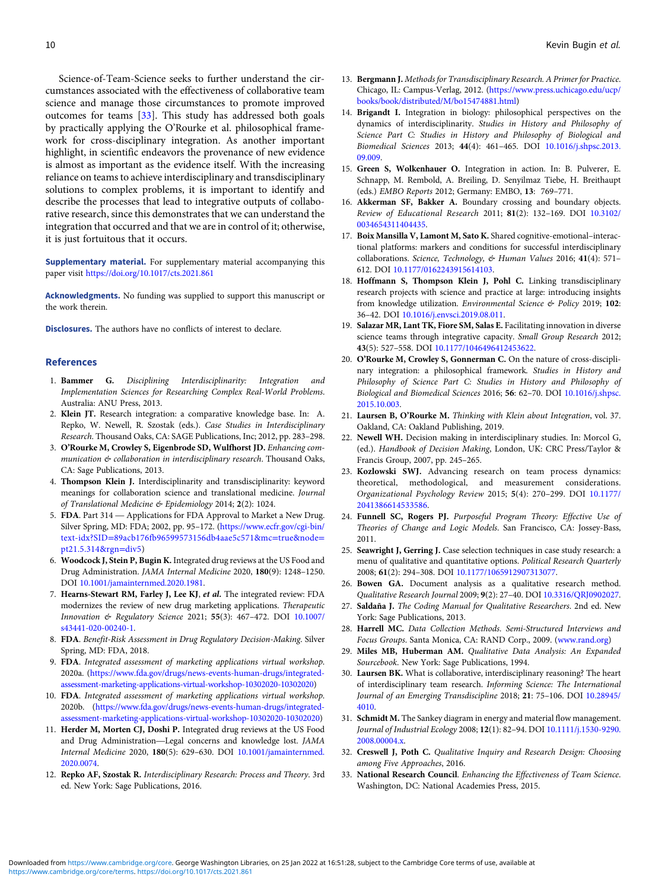Science-of-Team-Science seeks to further understand the circumstances associated with the effectiveness of collaborative team science and manage those circumstances to promote improved outcomes for teams [33]. This study has addressed both goals by practically applying the O'Rourke et al. philosophical framework for cross-disciplinary integration. As another important highlight, in scientific endeavors the provenance of new evidence is almost as important as the evidence itself. With the increasing reliance on teams to achieve interdisciplinary and transdisciplinary solutions to complex problems, it is important to identify and describe the processes that lead to integrative outputs of collaborative research, since this demonstrates that we can understand the integration that occurred and that we are in control of it; otherwise, it is just fortuitous that it occurs.

**Supplementary material.** For supplementary material accompanying this paper visit https://doi.org/10.1017/cts.2021.861

**Acknowledgments.** No funding was supplied to support this manuscript or the work therein.

**Disclosures.** The authors have no conflicts of interest to declare.

## References

1. **Bammer G.** *Disciplining Interdisciplinarity: Integration and Implementation Sciences for Researching Complex Real-World Problems*. Australia: ANU Press, 2013.
2. **Klein JT.** Research integration: a comparative knowledge base. In: A. Repko, W. Newell, R. Szostak (eds.). *Case Studies in Interdisciplinary Research*. Thousand Oaks, CA: SAGE Publications, Inc; 2012, pp. 283–298.
3. **O'Rourke M, Crowley S, Eigenbrode SD, Wulfhorst JD.** *Enhancing communication & collaboration in interdisciplinary research*. Thousand Oaks, CA: Sage Publications, 2013.
4. **Thompson Klein J.** Interdisciplinarity and transdisciplinarity: keyword meanings for collaboration science and translational medicine. *Journal of Translational Medicine & Epidemiology* 2014; **2**(2): 1024.
5. **FDA.** Part 314 — Applications for FDA Approval to Market a New Drug. Silver Spring, MD: FDA; 2002, pp. 95–172. (https://www.ecfr.gov/cgi-bin/text-idx?SID=89acb176fb96599573156db4aae5c571&mc=true&node=pt21.5.314&rgn=div5)
6. **Woodcock J, Stein P, Bugin K.** Integrated drug reviews at the US Food and Drug Administration. *JAMA Internal Medicine* 2020, **180**(9): 1248–1250. DOI 10.1001/jamainternmed.2020.1981.
7. **Hearns-Stewart RM, Farley J, Lee KJ, *et al.*** The integrated review: FDA modernizes the review of new drug marketing applications. *Therapeutic Innovation & Regulatory Science* 2021; **55**(3): 467–472. DOI 10.1007/s43441-020-00240-1.
8. **FDA**. *Benefit-Risk Assessment in Drug Regulatory Decision-Making*. Silver Spring, MD: FDA, 2018.
9. **FDA**. *Integrated assessment of marketing applications virtual workshop*. 2020a. (https://www.fda.gov/drugs/news-events-human-drugs/integrated-assessment-marketing-applications-virtual-workshop-10302020-10302020)
10. **FDA**. *Integrated assessment of marketing applications virtual workshop*. 2020b. (https://www.fda.gov/drugs/news-events-human-drugs/integrated-assessment-marketing-applications-virtual-workshop-10302020-10302020)
11. **Herder M, Morten CJ, Doshi P.** Integrated drug reviews at the US Food and Drug Administration—Legal concerns and knowledge lost. *JAMA Internal Medicine* 2020, **180**(5): 629–630. DOI 10.1001/jamainternmed.2020.0074.
12. **Repko AF, Szostak R.** *Interdisciplinary Research: Process and Theory*. 3rd ed. New York: Sage Publications, 2016.
13. **Bergmann J.** *Methods for Transdisciplinary Research. A Primer for Practice*. Chicago, IL: Campus-Verlag, 2012. (https://www.press.uchicago.edu/ucp/books/book/distributed/M/bo15474881.html)
14. **Brigandt I.** Integration in biology: philosophical perspectives on the dynamics of interdisciplinarity. *Studies in History and Philosophy of Science Part C: Studies in History and Philosophy of Biological and Biomedical Sciences* 2013; **44**(4): 461–465. DOI 10.1016/j.shpsc.2013.09.009.
15. **Green S, Wolkenhauer O.** Integration in action. In: B. Pulverer, E. Schnapp, M. Rembold, A. Breiling, D. Senyilmaz Tiebe, H. Breithaupt (eds.) *EMBO Reports* 2012; Germany: EMBO, **13**: 769–771.
16. **Akkerman SF, Bakker A.** Boundary crossing and boundary objects. *Review of Educational Research* 2011; **81**(2): 132–169. DOI 10.3102/0034654311404435.
17. **Boix Mansilla V, Lamont M, Sato K.** Shared cognitive-emotional–interactional platforms: markers and conditions for successful interdisciplinary collaborations. *Science, Technology, & Human Values* 2016; **41**(4): 571–612. DOI 10.1177/0162243915614103.
18. **Hoffmann S, Thompson Klein J, Pohl C.** Linking transdisciplinary research projects with science and practice at large: introducing insights from knowledge utilization. *Environmental Science & Policy* 2019; **102**: 36–42. DOI 10.1016/j.envsci.2019.08.011.
19. **Salazar MR, Lant TK, Fiore SM, Salas E.** Facilitating innovation in diverse science teams through integrative capacity. *Small Group Research* 2012; **43**(5): 527–558. DOI 10.1177/1046496412453622.
20. **O'Rourke M, Crowley S, Gonnerman C.** On the nature of cross-disciplinary integration: a philosophical framework. *Studies in History and Philosophy of Science Part C: Studies in History and Philosophy of Biological and Biomedical Sciences* 2016; **56**: 62–70. DOI 10.1016/j.shpsc.2015.10.003.
21. **Laursen B, O'Rourke M.** *Thinking with Klein about Integration*, vol. 37. Oakland, CA: Oakland Publishing, 2019.
22. **Newell WH.** Decision making in interdisciplinary studies. In: Morcol G, (ed.). *Handbook of Decision Making*, London, UK: CRC Press/Taylor & Francis Group, 2007, pp. 245–265.
23. **Kozlowski SWJ.** Advancing research on team process dynamics: theoretical, methodological, and measurement considerations. *Organizational Psychology Review* 2015; **5**(4): 270–299. DOI 10.1177/2041386614533586.
24. **Funnell SC, Rogers PJ.** *Purposeful Program Theory: Effective Use of Theories of Change and Logic Models*. San Francisco, CA: Jossey-Bass, 2011.
25. **Seawright J, Gerring J.** Case selection techniques in case study research: a menu of qualitative and quantitative options. *Political Research Quarterly* 2008; **61**(2): 294–308. DOI 10.1177/1065912907313077.
26. **Bowen GA.** Document analysis as a qualitative research method. *Qualitative Research Journal* 2009; **9**(2): 27–40. DOI 10.3316/QRJ0902027.
27. **Saldaña J.** *The Coding Manual for Qualitative Researchers*. 2nd ed. New York: Sage Publications, 2013.
28. **Harrell MC.** *Data Collection Methods. Semi-Structured Interviews and Focus Groups*. Santa Monica, CA: RAND Corp., 2009. (www.rand.org)
29. **Miles MB, Huberman AM.** *Qualitative Data Analysis: An Expanded Sourcebook*. New York: Sage Publications, 1994.
30. **Laursen BK.** What is collaborative, interdisciplinary reasoning? The heart of interdisciplinary team research. *Informing Science: The International Journal of an Emerging Transdiscipline* 2018; **21**: 75–106. DOI 10.28945/4010.
31. **Schmidt M.** The Sankey diagram in energy and material flow management. *Journal of Industrial Ecology* 2008; **12**(1): 82–94. DOI 10.1111/j.1530-9290.2008.00004.x.
32. **Creswell J, Poth C.** *Qualitative Inquiry and Research Design: Choosing among Five Approaches*, 2016.
33. **National Research Council**. *Enhancing the Effectiveness of Team Science*. Washington, DC: National Academies Press, 2015.